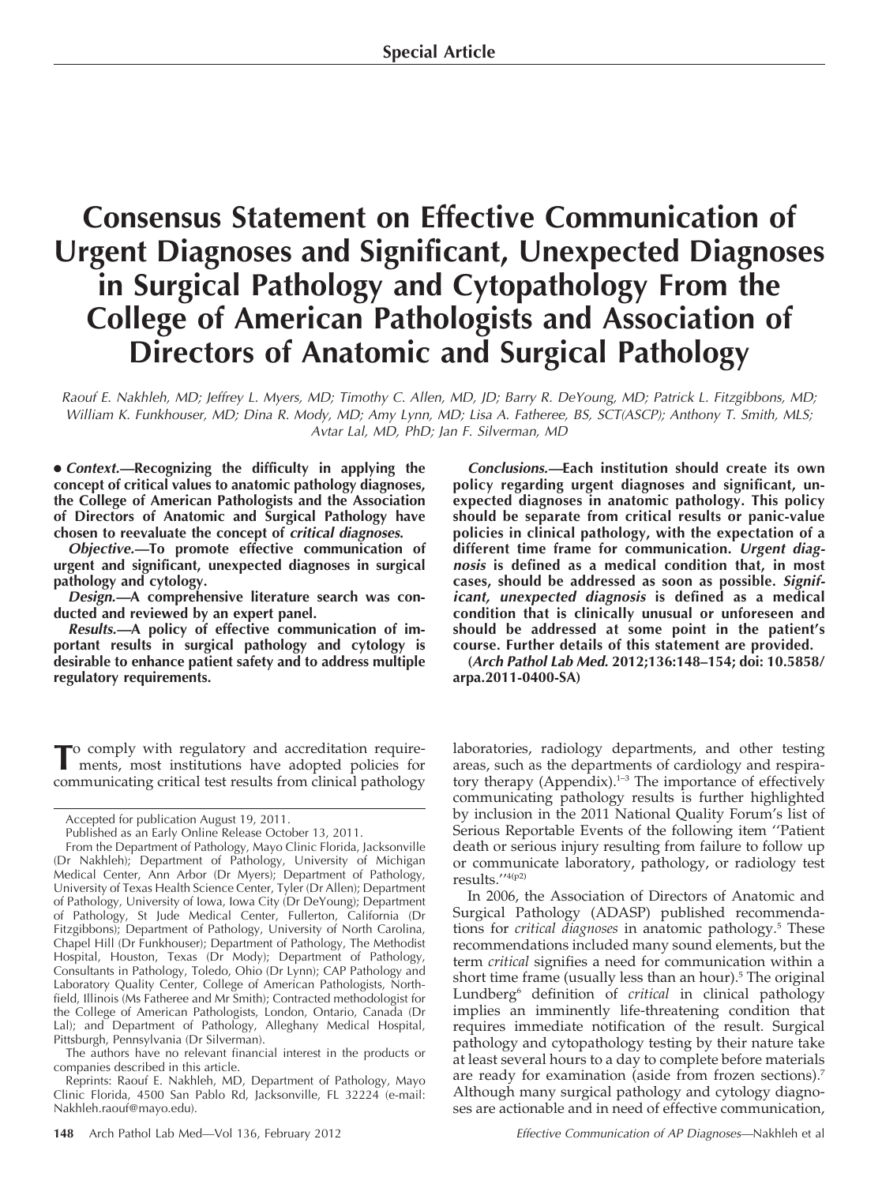**Special Article**

# Consensus Statement on Effective Communication of Urgent Diagnoses and Significant, Unexpected Diagnoses in Surgical Pathology and Cytopathology From the College of American Pathologists and Association of Directors of Anatomic and Surgical Pathology

*Raouf E. Nakhleh, MD; Jeffrey L. Myers, MD; Timothy C. Allen, MD, JD; Barry R. DeYoung, MD; Patrick L. Fitzgibbons, MD; William K. Funkhouser, MD; Dina R. Mody, MD; Amy Lynn, MD; Lisa A. Fatheree, BS, SCT(ASCP); Anthony T. Smith, MLS; Avtar Lal, MD, PhD; Jan F. Silverman, MD*

**• *Context.*—Recognizing the difficulty in applying the concept of critical values to anatomic pathology diagnoses, the College of American Pathologists and the Association of Directors of Anatomic and Surgical Pathology have chosen to reevaluate the concept of *critical diagnoses*.**

***Objective.*—To promote effective communication of urgent and significant, unexpected diagnoses in surgical pathology and cytology.**

***Design.*—A comprehensive literature search was conducted and reviewed by an expert panel.**

***Results.*—A policy of effective communication of important results in surgical pathology and cytology is desirable to enhance patient safety and to address multiple regulatory requirements.**

***Conclusions.*—Each institution should create its own policy regarding urgent diagnoses and significant, unexpected diagnoses in anatomic pathology. This policy should be separate from critical results or panic-value policies in clinical pathology, with the expectation of a different time frame for communication. *Urgent diagnosis* is defined as a medical condition that, in most cases, should be addressed as soon as possible. *Significant, unexpected diagnosis* is defined as a medical condition that is clinically unusual or unforeseen and should be addressed at some point in the patient's course. Further details of this statement are provided.**

**(*Arch Pathol Lab Med.* 2012;136:148–154; doi: 10.5858/arpa.2011-0400-SA)**

To comply with regulatory and accreditation requirements, most institutions have adopted policies for communicating critical test results from clinical pathology laboratories, radiology departments, and other testing areas, such as the departments of cardiology and respiratory therapy (Appendix).[1–3] The importance of effectively communicating pathology results is further highlighted by inclusion in the 2011 National Quality Forum's list of Serious Reportable Events of the following item "Patient death or serious injury resulting from failure to follow up or communicate laboratory, pathology, or radiology test results."[4(p2)]

In 2006, the Association of Directors of Anatomic and Surgical Pathology (ADASP) published recommendations for *critical diagnoses* in anatomic pathology.[5] These recommendations included many sound elements, but the term *critical* signifies a need for communication within a short time frame (usually less than an hour).[5] The original Lundberg[6] definition of *critical* in clinical pathology implies an imminently life-threatening condition that requires immediate notification of the result. Surgical pathology and cytopathology testing by their nature take at least several hours to a day to complete before materials are ready for examination (aside from frozen sections).[7] Although many surgical pathology and cytology diagnoses are actionable and in need of effective communication,

Accepted for publication August 19, 2011.

Published as an Early Online Release October 13, 2011.

From the Department of Pathology, Mayo Clinic Florida, Jacksonville (Dr Nakhleh); Department of Pathology, University of Michigan Medical Center, Ann Arbor (Dr Myers); Department of Pathology, University of Texas Health Science Center, Tyler (Dr Allen); Department of Pathology, University of Iowa, Iowa City (Dr DeYoung); Department of Pathology, St Jude Medical Center, Fullerton, California (Dr Fitzgibbons); Department of Pathology, University of North Carolina, Chapel Hill (Dr Funkhouser); Department of Pathology, The Methodist Hospital, Houston, Texas (Dr Mody); Department of Pathology, Consultants in Pathology, Toledo, Ohio (Dr Lynn); CAP Pathology and Laboratory Quality Center, College of American Pathologists, Northfield, Illinois (Ms Fatheree and Mr Smith); Contracted methodologist for the College of American Pathologists, London, Ontario, Canada (Dr Lal); and Department of Pathology, Alleghany Medical Hospital, Pittsburgh, Pennsylvania (Dr Silverman).

The authors have no relevant financial interest in the products or companies described in this article.

Reprints: Raouf E. Nakhleh, MD, Department of Pathology, Mayo Clinic Florida, 4500 San Pablo Rd, Jacksonville, FL 32224 (e-mail: Nakhleh.raouf@mayo.edu).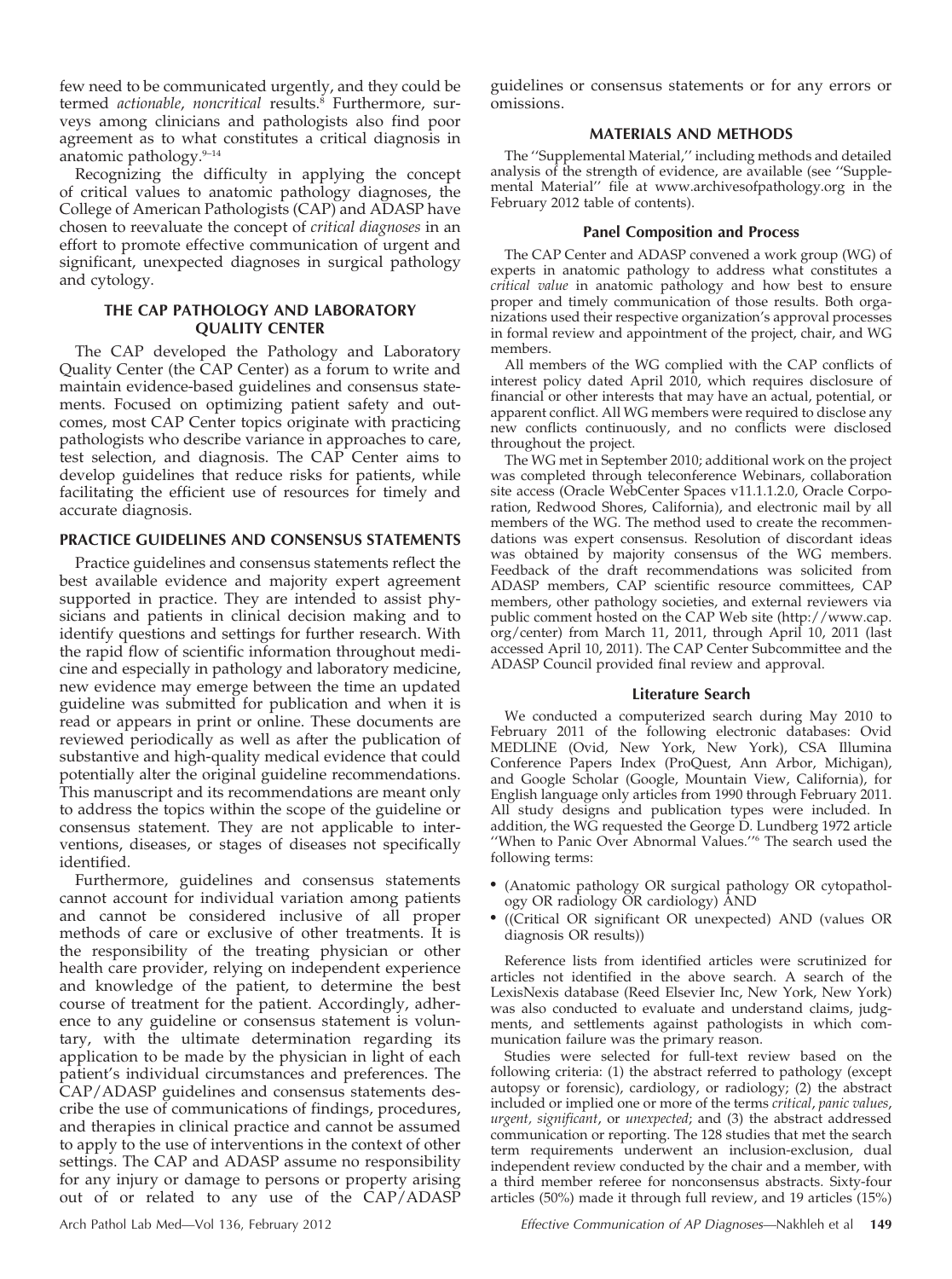few need to be communicated urgently, and they could be termed *actionable*, *noncritical* results.[8] Furthermore, surveys among clinicians and pathologists also find poor agreement as to what constitutes a critical diagnosis in anatomic pathology.[9–14]

Recognizing the difficulty in applying the concept of critical values to anatomic pathology diagnoses, the College of American Pathologists (CAP) and ADASP have chosen to reevaluate the concept of *critical diagnoses* in an effort to promote effective communication of urgent and significant, unexpected diagnoses in surgical pathology and cytology.

## THE CAP PATHOLOGY AND LABORATORY QUALITY CENTER

The CAP developed the Pathology and Laboratory Quality Center (the CAP Center) as a forum to write and maintain evidence-based guidelines and consensus statements. Focused on optimizing patient safety and outcomes, most CAP Center topics originate with practicing pathologists who describe variance in approaches to care, test selection, and diagnosis. The CAP Center aims to develop guidelines that reduce risks for patients, while facilitating the efficient use of resources for timely and accurate diagnosis.

## PRACTICE GUIDELINES AND CONSENSUS STATEMENTS

Practice guidelines and consensus statements reflect the best available evidence and majority expert agreement supported in practice. They are intended to assist physicians and patients in clinical decision making and to identify questions and settings for further research. With the rapid flow of scientific information throughout medicine and especially in pathology and laboratory medicine, new evidence may emerge between the time an updated guideline was submitted for publication and when it is read or appears in print or online. These documents are reviewed periodically as well as after the publication of substantive and high-quality medical evidence that could potentially alter the original guideline recommendations. This manuscript and its recommendations are meant only to address the topics within the scope of the guideline or consensus statement. They are not applicable to interventions, diseases, or stages of diseases not specifically identified.

Furthermore, guidelines and consensus statements cannot account for individual variation among patients and cannot be considered inclusive of all proper methods of care or exclusive of other treatments. It is the responsibility of the treating physician or other health care provider, relying on independent experience and knowledge of the patient, to determine the best course of treatment for the patient. Accordingly, adherence to any guideline or consensus statement is voluntary, with the ultimate determination regarding its application to be made by the physician in light of each patient's individual circumstances and preferences. The CAP/ADASP guidelines and consensus statements describe the use of communications of findings, procedures, and therapies in clinical practice and cannot be assumed to apply to the use of interventions in the context of other settings. The CAP and ADASP assume no responsibility for any injury or damage to persons or property arising out of or related to any use of the CAP/ADASP guidelines or consensus statements or for any errors or omissions.

## MATERIALS AND METHODS

The ''Supplemental Material,'' including methods and detailed analysis of the strength of evidence, are available (see ''Supplemental Material'' file at www.archivesofpathology.org in the February 2012 table of contents).

### Panel Composition and Process

The CAP Center and ADASP convened a work group (WG) of experts in anatomic pathology to address what constitutes a *critical value* in anatomic pathology and how best to ensure proper and timely communication of those results. Both organizations used their respective organization's approval processes in formal review and appointment of the project, chair, and WG members.

All members of the WG complied with the CAP conflicts of interest policy dated April 2010, which requires disclosure of financial or other interests that may have an actual, potential, or apparent conflict. All WG members were required to disclose any new conflicts continuously, and no conflicts were disclosed throughout the project.

The WG met in September 2010; additional work on the project was completed through teleconference Webinars, collaboration site access (Oracle WebCenter Spaces v11.1.1.2.0, Oracle Corporation, Redwood Shores, California), and electronic mail by all members of the WG. The method used to create the recommendations was expert consensus. Resolution of discordant ideas was obtained by majority consensus of the WG members. Feedback of the draft recommendations was solicited from ADASP members, CAP scientific resource committees, CAP members, other pathology societies, and external reviewers via public comment hosted on the CAP Web site (http://www.cap.org/center) from March 11, 2011, through April 10, 2011 (last accessed April 10, 2011). The CAP Center Subcommittee and the ADASP Council provided final review and approval.

### Literature Search

We conducted a computerized search during May 2010 to February 2011 of the following electronic databases: Ovid MEDLINE (Ovid, New York, New York), CSA Illumina Conference Papers Index (ProQuest, Ann Arbor, Michigan), and Google Scholar (Google, Mountain View, California), for English language only articles from 1990 through February 2011. All study designs and publication types were included. In addition, the WG requested the George D. Lundberg 1972 article ''When to Panic Over Abnormal Values.''[6] The search used the following terms:

- (Anatomic pathology OR surgical pathology OR cytopathology OR radiology OR cardiology) AND
- ((Critical OR significant OR unexpected) AND (values OR diagnosis OR results))

Reference lists from identified articles were scrutinized for articles not identified in the above search. A search of the LexisNexis database (Reed Elsevier Inc, New York, New York) was also conducted to evaluate and understand claims, judgments, and settlements against pathologists in which communication failure was the primary reason.

Studies were selected for full-text review based on the following criteria: (1) the abstract referred to pathology (except autopsy or forensic), cardiology, or radiology; (2) the abstract included or implied one or more of the terms *critical*, *panic values*, *urgent*, *significant*, or *unexpected*; and (3) the abstract addressed communication or reporting. The 128 studies that met the search term requirements underwent an inclusion-exclusion, dual independent review conducted by the chair and a member, with a third member referee for nonconsensus abstracts. Sixty-four articles (50%) made it through full review, and 19 articles (15%)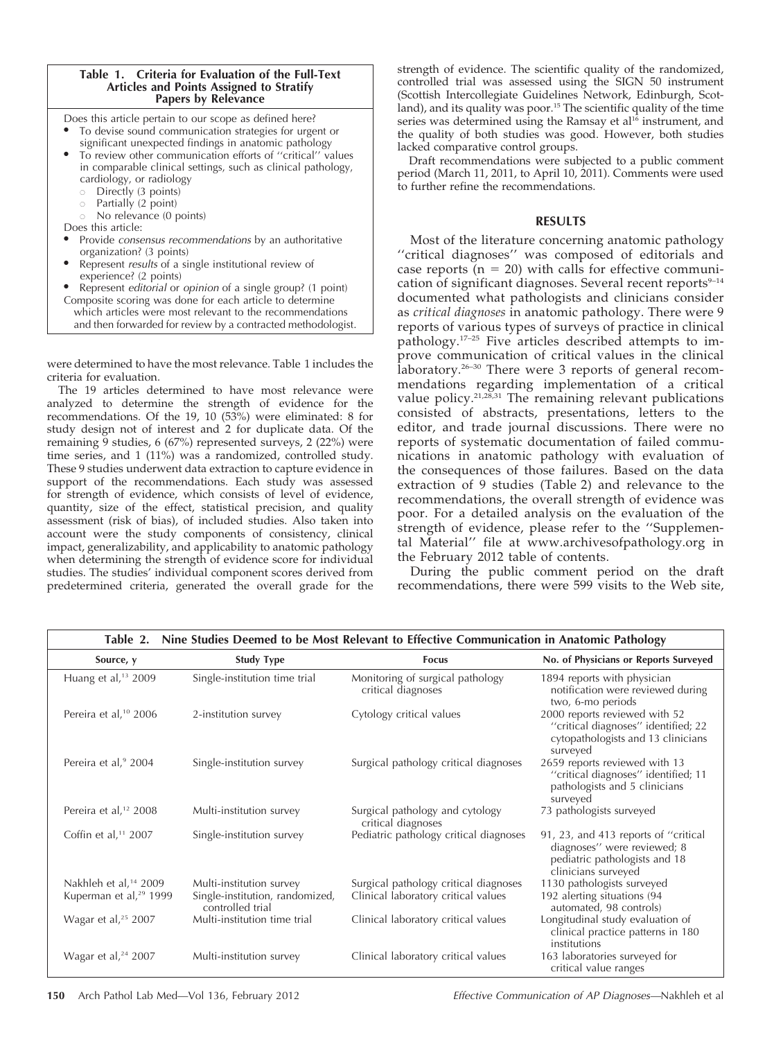**Table 1. Criteria for Evaluation of the Full-Text Articles and Points Assigned to Stratify Papers by Relevance**

Does this article pertain to our scope as defined here?

- To devise sound communication strategies for urgent or significant unexpected findings in anatomic pathology
- To review other communication efforts of ''critical'' values in comparable clinical settings, such as clinical pathology, cardiology, or radiology
  - Directly (3 points)
  - Partially (2 point)
  - No relevance (0 points)

Does this article:

- Provide *consensus recommendations* by an authoritative organization? (3 points)
- Represent *results* of a single institutional review of experience? (2 points)
- Represent *editorial* or *opinion* of a single group? (1 point)

Composite scoring was done for each article to determine which articles were most relevant to the recommendations and then forwarded for review by a contracted methodologist.

were determined to have the most relevance. Table 1 includes the criteria for evaluation.

The 19 articles determined to have most relevance were analyzed to determine the strength of evidence for the recommendations. Of the 19, 10 (53%) were eliminated: 8 for study design not of interest and 2 for duplicate data. Of the remaining 9 studies, 6 (67%) represented surveys, 2 (22%) were time series, and 1 (11%) was a randomized, controlled study. These 9 studies underwent data extraction to capture evidence in support of the recommendations. Each study was assessed for strength of evidence, which consists of level of evidence, quantity, size of the effect, statistical precision, and quality assessment (risk of bias), of included studies. Also taken into account were the study components of consistency, clinical impact, generalizability, and applicability to anatomic pathology when determining the strength of evidence score for individual studies. The studies' individual component scores derived from predetermined criteria, generated the overall grade for the strength of evidence. The scientific quality of the randomized, controlled trial was assessed using the SIGN 50 instrument (Scottish Intercollegiate Guidelines Network, Edinburgh, Scotland), and its quality was poor.[15] The scientific quality of the time series was determined using the Ramsay et al[16] instrument, and the quality of both studies was good. However, both studies lacked comparative control groups.

Draft recommendations were subjected to a public comment period (March 11, 2011, to April 10, 2011). Comments were used to further refine the recommendations.

## RESULTS

Most of the literature concerning anatomic pathology ''critical diagnoses'' was composed of editorials and case reports (n = 20) with calls for effective communication of significant diagnoses. Several recent reports[9–14] documented what pathologists and clinicians consider as *critical diagnoses* in anatomic pathology. There were 9 reports of various types of surveys of practice in clinical pathology.[17–25] Five articles described attempts to improve communication of critical values in the clinical laboratory.[26–30] There were 3 reports of general recommendations regarding implementation of a critical value policy.[21,28,31] The remaining relevant publications consisted of abstracts, presentations, letters to the editor, and trade journal discussions. There were no reports of systematic documentation of failed communications in anatomic pathology with evaluation of the consequences of those failures. Based on the data extraction of 9 studies (Table 2) and relevance to the recommendations, the overall strength of evidence was poor. For a detailed analysis on the evaluation of the strength of evidence, please refer to the ''Supplemental Material'' file at www.archivesofpathology.org in the February 2012 table of contents.

During the public comment period on the draft recommendations, there were 599 visits to the Web site,

**Table 2. Nine Studies Deemed to be Most Relevant to Effective Communication in Anatomic Pathology**

| Source, y | Study Type | Focus | No. of Physicians or Reports Surveyed |
|---|---|---|---|
| Huang et al,[13] 2009 | Single-institution time trial | Monitoring of surgical pathology critical diagnoses | 1894 reports with physician notification were reviewed during two, 6-mo periods |
| Pereira et al,[10] 2006 | 2-institution survey | Cytology critical values | 2000 reports reviewed with 52 ''critical diagnoses'' identified; 22 cytopathologists and 13 clinicians surveyed |
| Pereira et al,[9] 2004 | Single-institution survey | Surgical pathology critical diagnoses | 2659 reports reviewed with 13 ''critical diagnoses'' identified; 11 pathologists and 5 clinicians surveyed |
| Pereira et al,[12] 2008 | Multi-institution survey | Surgical pathology and cytology critical diagnoses | 73 pathologists surveyed |
| Coffin et al,[11] 2007 | Single-institution survey | Pediatric pathology critical diagnoses | 91, 23, and 413 reports of ''critical diagnoses'' were reviewed; 8 pediatric pathologists and 18 clinicians surveyed |
| Nakhleh et al,[14] 2009 | Multi-institution survey | Surgical pathology critical diagnoses | 1130 pathologists surveyed |
| Kuperman et al,[29] 1999 | Single-institution, randomized, controlled trial | Clinical laboratory critical values | 192 alerting situations (94 automated, 98 controls) |
| Wagar et al,[25] 2007 | Multi-institution time trial | Clinical laboratory critical values | Longitudinal study evaluation of clinical practice patterns in 180 institutions |
| Wagar et al,[24] 2007 | Multi-institution survey | Clinical laboratory critical values | 163 laboratories surveyed for critical value ranges |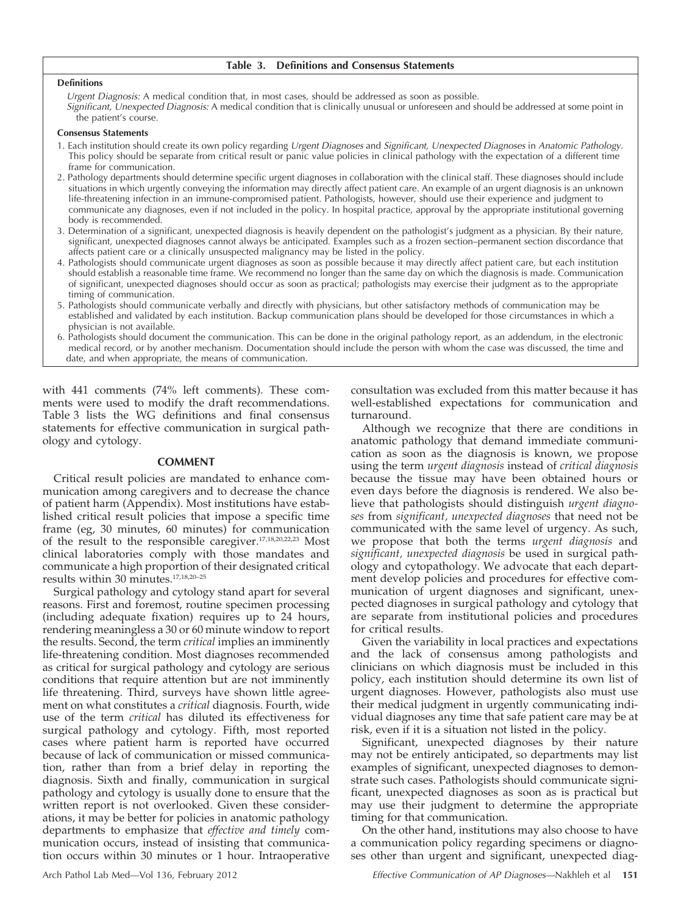**Table 3. Definitions and Consensus Statements**

**Definitions**

*Urgent Diagnosis:* A medical condition that, in most cases, should be addressed as soon as possible.

*Significant, Unexpected Diagnosis:* A medical condition that is clinically unusual or unforeseen and should be addressed at some point in the patient's course.

**Consensus Statements**

1. Each institution should create its own policy regarding *Urgent Diagnoses* and *Significant, Unexpected Diagnoses* in *Anatomic Pathology.* This policy should be separate from critical result or panic value policies in clinical pathology with the expectation of a different time frame for communication.
2. Pathology departments should determine specific urgent diagnoses in collaboration with the clinical staff. These diagnoses should include situations in which urgently conveying the information may directly affect patient care. An example of an urgent diagnosis is an unknown life-threatening infection in an immune-compromised patient. Pathologists, however, should use their experience and judgment to communicate any diagnoses, even if not included in the policy. In hospital practice, approval by the appropriate institutional governing body is recommended.
3. Determination of a significant, unexpected diagnosis is heavily dependent on the pathologist's judgment as a physician. By their nature, significant, unexpected diagnoses cannot always be anticipated. Examples such as a frozen section–permanent section discordance that affects patient care or a clinically unsuspected malignancy may be listed in the policy.
4. Pathologists should communicate urgent diagnoses as soon as possible because it may directly affect patient care, but each institution should establish a reasonable time frame. We recommend no longer than the same day on which the diagnosis is made. Communication of significant, unexpected diagnoses should occur as soon as practical; pathologists may exercise their judgment as to the appropriate timing of communication.
5. Pathologists should communicate verbally and directly with physicians, but other satisfactory methods of communication may be established and validated by each institution. Backup communication plans should be developed for those circumstances in which a physician is not available.
6. Pathologists should document the communication. This can be done in the original pathology report, as an addendum, in the electronic medical record, or by another mechanism. Documentation should include the person with whom the case was discussed, the time and date, and when appropriate, the means of communication.

with 441 comments (74% left comments). These comments were used to modify the draft recommendations. Table 3 lists the WG definitions and final consensus statements for effective communication in surgical pathology and cytology.

## COMMENT

Critical result policies are mandated to enhance communication among caregivers and to decrease the chance of patient harm (Appendix). Most institutions have established critical result policies that impose a specific time frame (eg, 30 minutes, 60 minutes) for communication of the result to the responsible caregiver.[17,18,20,22,23] Most clinical laboratories comply with those mandates and communicate a high proportion of their designated critical results within 30 minutes.[17,18,20–25]

Surgical pathology and cytology stand apart for several reasons. First and foremost, routine specimen processing (including adequate fixation) requires up to 24 hours, rendering meaningless a 30 or 60 minute window to report the results. Second, the term *critical* implies an imminently life-threatening condition. Most diagnoses recommended as critical for surgical pathology and cytology are serious conditions that require attention but are not imminently life threatening. Third, surveys have shown little agreement on what constitutes a *critical* diagnosis. Fourth, wide use of the term *critical* has diluted its effectiveness for surgical pathology and cytology. Fifth, most reported cases where patient harm is reported have occurred because of lack of communication or missed communication, rather than from a brief delay in reporting the diagnosis. Sixth and finally, communication in surgical pathology and cytology is usually done to ensure that the written report is not overlooked. Given these considerations, it may be better for policies in anatomic pathology departments to emphasize that *effective and timely* communication occurs, instead of insisting that communication occurs within 30 minutes or 1 hour. Intraoperative consultation was excluded from this matter because it has well-established expectations for communication and turnaround.

Although we recognize that there are conditions in anatomic pathology that demand immediate communication as soon as the diagnosis is known, we propose using the term *urgent diagnosis* instead of *critical diagnosis* because the tissue may have been obtained hours or even days before the diagnosis is rendered. We also believe that pathologists should distinguish *urgent diagnoses* from *significant, unexpected diagnoses* that need not be communicated with the same level of urgency. As such, we propose that both the terms *urgent diagnosis* and *significant, unexpected diagnosis* be used in surgical pathology and cytopathology. We advocate that each department develop policies and procedures for effective communication of urgent diagnoses and significant, unexpected diagnoses in surgical pathology and cytology that are separate from institutional policies and procedures for critical results.

Given the variability in local practices and expectations and the lack of consensus among pathologists and clinicians on which diagnosis must be included in this policy, each institution should determine its own list of urgent diagnoses. However, pathologists also must use their medical judgment in urgently communicating individual diagnoses any time that safe patient care may be at risk, even if it is a situation not listed in the policy.

Significant, unexpected diagnoses by their nature may not be entirely anticipated, so departments may list examples of significant, unexpected diagnoses to demonstrate such cases. Pathologists should communicate significant, unexpected diagnoses as soon as is practical but may use their judgment to determine the appropriate timing for that communication.

On the other hand, institutions may also choose to have a communication policy regarding specimens or diagnoses other than urgent and significant, unexpected diag-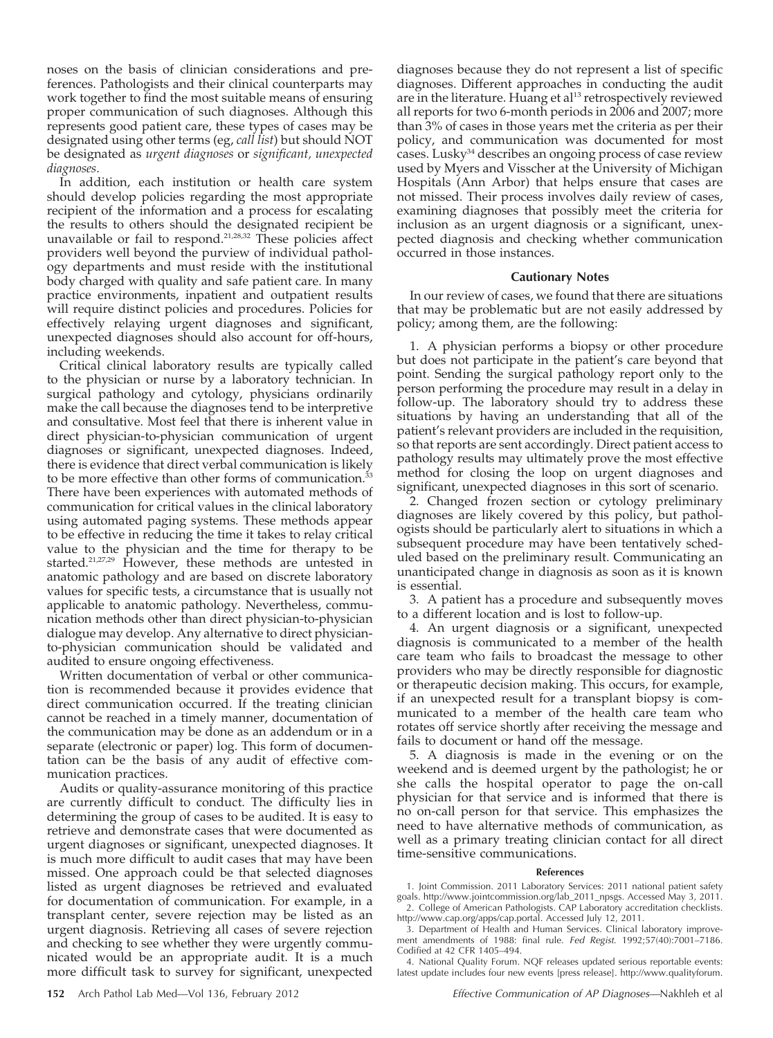noses on the basis of clinician considerations and preferences. Pathologists and their clinical counterparts may work together to find the most suitable means of ensuring proper communication of such diagnoses. Although this represents good patient care, these types of cases may be designated using other terms (eg, *call list*) but should NOT be designated as *urgent diagnoses* or *significant, unexpected diagnoses*.

In addition, each institution or health care system should develop policies regarding the most appropriate recipient of the information and a process for escalating the results to others should the designated recipient be unavailable or fail to respond.[21,28,32] These policies affect providers well beyond the purview of individual pathology departments and must reside with the institutional body charged with quality and safe patient care. In many practice environments, inpatient and outpatient results will require distinct policies and procedures. Policies for effectively relaying urgent diagnoses and significant, unexpected diagnoses should also account for off-hours, including weekends.

Critical clinical laboratory results are typically called to the physician or nurse by a laboratory technician. In surgical pathology and cytology, physicians ordinarily make the call because the diagnoses tend to be interpretive and consultative. Most feel that there is inherent value in direct physician-to-physician communication of urgent diagnoses or significant, unexpected diagnoses. Indeed, there is evidence that direct verbal communication is likely to be more effective than other forms of communication.[33] There have been experiences with automated methods of communication for critical values in the clinical laboratory using automated paging systems. These methods appear to be effective in reducing the time it takes to relay critical value to the physician and the time for therapy to be started.[21,27,29] However, these methods are untested in anatomic pathology and are based on discrete laboratory values for specific tests, a circumstance that is usually not applicable to anatomic pathology. Nevertheless, communication methods other than direct physician-to-physician dialogue may develop. Any alternative to direct physician-to-physician communication should be validated and audited to ensure ongoing effectiveness.

Written documentation of verbal or other communication is recommended because it provides evidence that direct communication occurred. If the treating clinician cannot be reached in a timely manner, documentation of the communication may be done as an addendum or in a separate (electronic or paper) log. This form of documentation can be the basis of any audit of effective communication practices.

Audits or quality-assurance monitoring of this practice are currently difficult to conduct. The difficulty lies in determining the group of cases to be audited. It is easy to retrieve and demonstrate cases that were documented as urgent diagnoses or significant, unexpected diagnoses. It is much more difficult to audit cases that may have been missed. One approach could be that selected diagnoses listed as urgent diagnoses be retrieved and evaluated for documentation of communication. For example, in a transplant center, severe rejection may be listed as an urgent diagnosis. Retrieving all cases of severe rejection and checking to see whether they were urgently communicated would be an appropriate audit. It is a much more difficult task to survey for significant, unexpected diagnoses because they do not represent a list of specific diagnoses. Different approaches in conducting the audit are in the literature. Huang et al[13] retrospectively reviewed all reports for two 6-month periods in 2006 and 2007; more than 3% of cases in those years met the criteria as per their policy, and communication was documented for most cases. Lusky[34] describes an ongoing process of case review used by Myers and Visscher at the University of Michigan Hospitals (Ann Arbor) that helps ensure that cases are not missed. Their process involves daily review of cases, examining diagnoses that possibly meet the criteria for inclusion as an urgent diagnosis or a significant, unexpected diagnosis and checking whether communication occurred in those instances.

## Cautionary Notes

In our review of cases, we found that there are situations that may be problematic but are not easily addressed by policy; among them, are the following:

1. A physician performs a biopsy or other procedure but does not participate in the patient's care beyond that point. Sending the surgical pathology report only to the person performing the procedure may result in a delay in follow-up. The laboratory should try to address these situations by having an understanding that all of the patient's relevant providers are included in the requisition, so that reports are sent accordingly. Direct patient access to pathology results may ultimately prove the most effective method for closing the loop on urgent diagnoses and significant, unexpected diagnoses in this sort of scenario.
2. Changed frozen section or cytology preliminary diagnoses are likely covered by this policy, but pathologists should be particularly alert to situations in which a subsequent procedure may have been tentatively scheduled based on the preliminary result. Communicating an unanticipated change in diagnosis as soon as it is known is essential.
3. A patient has a procedure and subsequently moves to a different location and is lost to follow-up.
4. An urgent diagnosis or a significant, unexpected diagnosis is communicated to a member of the health care team who fails to broadcast the message to other providers who may be directly responsible for diagnostic or therapeutic decision making. This occurs, for example, if an unexpected result for a transplant biopsy is communicated to a member of the health care team who rotates off service shortly after receiving the message and fails to document or hand off the message.
5. A diagnosis is made in the evening or on the weekend and is deemed urgent by the pathologist; he or she calls the hospital operator to page the on-call physician for that service and is informed that there is no on-call person for that service. This emphasizes the need to have alternative methods of communication, as well as a primary treating clinician contact for all direct time-sensitive communications.

### References

1. Joint Commission. 2011 Laboratory Services: 2011 national patient safety goals. http://www.jointcommission.org/lab_2011_npsgs. Accessed May 3, 2011.
2. College of American Pathologists. CAP Laboratory accreditation checklists. http://www.cap.org/apps/cap.portal. Accessed July 12, 2011.
3. Department of Health and Human Services. Clinical laboratory improvement amendments of 1988: final rule. *Fed Regist.* 1992;57(40):7001–7186. Codified at 42 CFR 1405–494.
4. National Quality Forum. NQF releases updated serious reportable events: latest update includes four new events [press release]. http://www.qualityforum.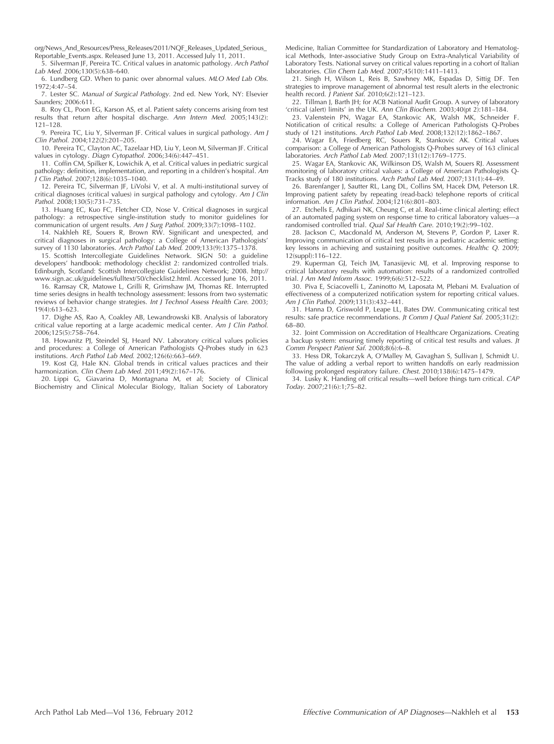org/News_And_Resources/Press_Releases/2011/NQF_Releases_Updated_Serious_Reportable_Events.aspx. Released June 13, 2011. Accessed July 11, 2011.

5. Silverman JF, Pereira TC. Critical values in anatomic pathology. *Arch Pathol Lab Med*. 2006;130(5):638–640.

6. Lundberg GD. When to panic over abnormal values. *MLO Med Lab Obs*. 1972;4:47–54.

7. Lester SC. *Manual of Surgical Pathology*. 2nd ed. New York, NY: Elsevier Saunders; 2006:611.

8. Roy CL, Poon EG, Karson AS, et al. Patient safety concerns arising from test results that return after hospital discharge. *Ann Intern Med*. 2005;143(2):121–128.

9. Pereira TC, Liu Y, Silverman JF. Critical values in surgical pathology. *Am J Clin Pathol*. 2004;122(2):201–205.

10. Pereira TC, Clayton AC, Tazelaar HD, Liu Y, Leon M, Silverman JF. Critical values in cytology. *Diagn Cytopathol*. 2006;34(6):447–451.

11. Coffin CM, Spilker K, Lowichik A, et al. Critical values in pediatric surgical pathology: definition, implementation, and reporting in a children's hospital. *Am J Clin Pathol*. 2007;128(6):1035–1040.

12. Pereira TC, Silverman JF, LiVolsi V, et al. A multi-institutional survey of critical diagnoses (critical values) in surgical pathology and cytology. *Am J Clin Pathol*. 2008;130(5):731–735.

13. Huang EC, Kuo FC, Fletcher CD, Nose V. Critical diagnoses in surgical pathology: a retrospective single-institution study to monitor guidelines for communication of urgent results. *Am J Surg Pathol*. 2009;33(7):1098–1102.

14. Nakhleh RE, Souers R, Brown RW. Significant and unexpected, and critical diagnoses in surgical pathology: a College of American Pathologists' survey of 1130 laboratories. *Arch Pathol Lab Med*. 2009;133(9):1375–1378.

15. Scottish Intercollegiate Guidelines Network. SIGN 50: a guideline developers' handbook: methodology checklist 2: randomized controlled trials. Edinburgh, Scotland: Scottish Intercollegiate Guidelines Network; 2008. http://www.sign.ac.uk/guidelines/fulltext/50/checklist2.html. Accessed June 16, 2011.

16. Ramsay CR, Matowe L, Grilli R, Grimshaw JM, Thomas RE. Interrupted time series designs in health technology assessment: lessons from two systematic reviews of behavior change strategies. *Int J Technol Assess Health Care*. 2003;19(4):613–623.

17. Dighe AS, Rao A, Coakley AB, Lewandrowski KB. Analysis of laboratory critical value reporting at a large academic medical center. *Am J Clin Pathol*. 2006;125(5):758–764.

18. Howanitz PJ, Steindel SJ, Heard NV. Laboratory critical values policies and procedures: a College of American Pathologists Q-Probes study in 623 institutions. *Arch Pathol Lab Med*. 2002;126(6):663–669.

19. Kost GJ, Hale KN. Global trends in critical values practices and their harmonization. *Clin Chem Lab Med*. 2011;49(2):167–176.

20. Lippi G, Giavarina D, Montagnana M, et al; Society of Clinical Biochemistry and Clinical Molecular Biology, Italian Society of Laboratory Medicine, Italian Committee for Standardization of Laboratory and Hematological Methods, Inter-associative Study Group on Extra-Analytical Variability of Laboratory Tests. National survey on critical values reporting in a cohort of Italian laboratories. *Clin Chem Lab Med*. 2007;45(10):1411–1413.

21. Singh H, Wilson L, Reis B, Sawhney MK, Espadas D, Sittig DF. Ten strategies to improve management of abnormal test result alerts in the electronic health record. *J Patient Saf*. 2010;6(2):121–123.

22. Tillman J, Barth JH; for ACB National Audit Group. A survey of laboratory 'critical (alert) limits' in the UK. *Ann Clin Biochem*. 2003;40(pt 2):181–184.

23. Valenstein PN, Wagar EA, Stankovic AK, Walsh MK, Schneider F. Notification of critical results: a College of American Pathologists Q-Probes study of 121 institutions. *Arch Pathol Lab Med*. 2008;132(12):1862–1867.

24. Wagar EA, Friedberg RC, Souers R, Stankovic AK. Critical values comparison: a College of American Pathologists Q-Probes survey of 163 clinical laboratories. *Arch Pathol Lab Med*. 2007;131(12):1769–1775.

25. Wagar EA, Stankovic AK, Wilkinson DS, Walsh M, Souers RJ. Assessment monitoring of laboratory critical values: a College of American Pathologists Q-Tracks study of 180 institutions. *Arch Pathol Lab Med*. 2007;131(1):44–49.

26. Barenfanger J, Sautter RL, Lang DL, Collins SM, Hacek DM, Peterson LR. Improving patient safety by repeating (read-back) telephone reports of critical information. *Am J Clin Pathol*. 2004;121(6):801–803.

27. Etchells E, Adhikari NK, Cheung C, et al. Real-time clinical alerting: effect of an automated paging system on response time to critical laboratory values—a randomised controlled trial. *Qual Saf Health Care*. 2010;19(2):99–102.

28. Jackson C, Macdonald M, Anderson M, Stevens P, Gordon P, Laxer R. Improving communication of critical test results in a pediatric academic setting: key lessons in achieving and sustaining positive outcomes. *Healthc Q*. 2009;12(suppl):116–122.

29. Kuperman GJ, Teich JM, Tanasijevic MJ, et al. Improving response to critical laboratory results with automation: results of a randomized controlled trial. *J Am Med Inform Assoc*. 1999;6(6):512–522.

30. Piva E, Sciacovelli L, Zaninotto M, Laposata M, Plebani M. Evaluation of effectiveness of a computerized notification system for reporting critical values. *Am J Clin Pathol*. 2009;131(3):432–441.

31. Hanna D, Griswold P, Leape LL, Bates DW. Communicating critical test results: safe practice recommendations. *Jt Comm J Qual Patient Saf*. 2005;31(2):68–80.

32. Joint Commission on Accreditation of Healthcare Organizations. Creating a backup system: ensuring timely reporting of critical test results and values. *Jt Comm Perspect Patient Saf*. 2008;8(6):6–8.

33. Hess DR, Tokarczyk A, O'Malley M, Gavaghan S, Sullivan J, Schmidt U. The value of adding a verbal report to written handoffs on early readmission following prolonged respiratory failure. *Chest*. 2010;138(6):1475–1479.

34. Lusky K. Handing off critical results—well before things turn critical. *CAP Today*. 2007;21(6):1;75–82.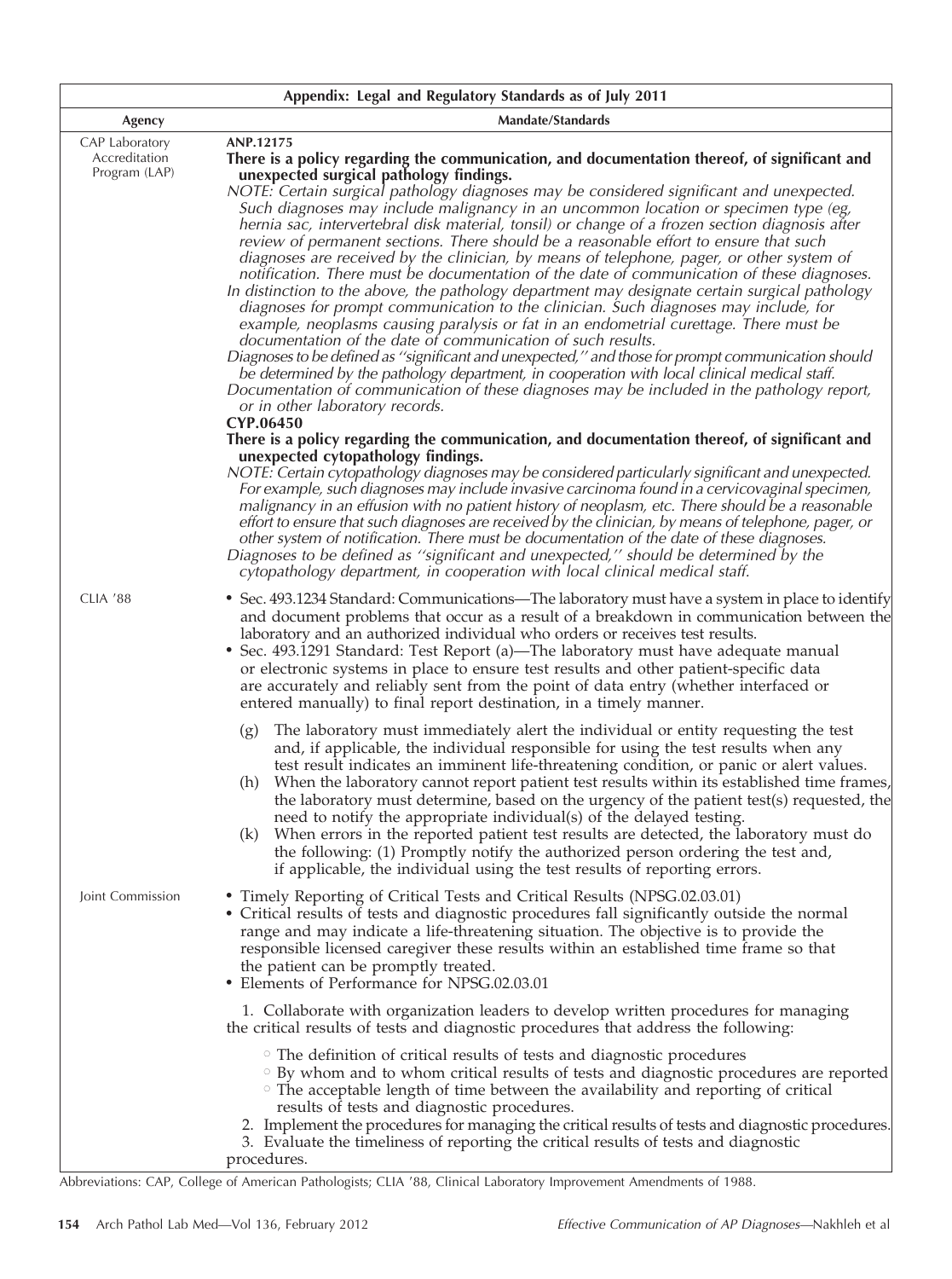| Appendix: Legal and Regulatory Standards as of July 2011 | |
|---|---|
| **Agency** | **Mandate/Standards** |
| CAP Laboratory Accreditation Program (LAP) | **ANP.12175**<br>**There is a policy regarding the communication, and documentation thereof, of significant and unexpected surgical pathology findings.**<br>*NOTE: Certain surgical pathology diagnoses may be considered significant and unexpected. Such diagnoses may include malignancy in an uncommon location or specimen type (eg, hernia sac, intervertebral disk material, tonsil) or change of a frozen section diagnosis after review of permanent sections. There should be a reasonable effort to ensure that such diagnoses are received by the clinician, by means of telephone, pager, or other system of notification. There must be documentation of the date of communication of these diagnoses.*<br>*In distinction to the above, the pathology department may designate certain surgical pathology diagnoses for prompt communication to the clinician. Such diagnoses may include, for example, neoplasms causing paralysis or fat in an endometrial curettage. There must be documentation of the date of communication of such results.*<br>*Diagnoses to be defined as ''significant and unexpected,'' and those for prompt communication should be determined by the pathology department, in cooperation with local clinical medical staff.*<br>*Documentation of communication of these diagnoses may be included in the pathology report, or in other laboratory records.*<br>**CYP.06450**<br>**There is a policy regarding the communication, and documentation thereof, of significant and unexpected cytopathology findings.**<br>*NOTE: Certain cytopathology diagnoses may be considered particularly significant and unexpected. For example, such diagnoses may include invasive carcinoma found in a cervicovaginal specimen, malignancy in an effusion with no patient history of neoplasm, etc. There should be a reasonable effort to ensure that such diagnoses are received by the clinician, by means of telephone, pager, or other system of notification. There must be documentation of the date of these diagnoses.*<br>*Diagnoses to be defined as ''significant and unexpected,'' should be determined by the cytopathology department, in cooperation with local clinical medical staff.* |
| CLIA '88 | • Sec. 493.1234 Standard: Communications—The laboratory must have a system in place to identify and document problems that occur as a result of a breakdown in communication between the laboratory and an authorized individual who orders or receives test results.<br>• Sec. 493.1291 Standard: Test Report (a)—The laboratory must have adequate manual or electronic systems in place to ensure test results and other patient-specific data are accurately and reliably sent from the point of data entry (whether interfaced or entered manually) to final report destination, in a timely manner.<br>(g) The laboratory must immediately alert the individual or entity requesting the test and, if applicable, the individual responsible for using the test results when any test result indicates an imminent life-threatening condition, or panic or alert values.<br>(h) When the laboratory cannot report patient test results within its established time frames, the laboratory must determine, based on the urgency of the patient test(s) requested, the need to notify the appropriate individual(s) of the delayed testing.<br>(k) When errors in the reported patient test results are detected, the laboratory must do the following: (1) Promptly notify the authorized person ordering the test and, if applicable, the individual using the test results of reporting errors. |
| Joint Commission | • Timely Reporting of Critical Tests and Critical Results (NPSG.02.03.01)<br>• Critical results of tests and diagnostic procedures fall significantly outside the normal range and may indicate a life-threatening situation. The objective is to provide the responsible licensed caregiver these results within an established time frame so that the patient can be promptly treated.<br>• Elements of Performance for NPSG.02.03.01<br>1. Collaborate with organization leaders to develop written procedures for managing the critical results of tests and diagnostic procedures that address the following:<br>◦ The definition of critical results of tests and diagnostic procedures<br>◦ By whom and to whom critical results of tests and diagnostic procedures are reported<br>◦ The acceptable length of time between the availability and reporting of critical results of tests and diagnostic procedures.<br>2. Implement the procedures for managing the critical results of tests and diagnostic procedures.<br>3. Evaluate the timeliness of reporting the critical results of tests and diagnostic procedures. |

Abbreviations: CAP, College of American Pathologists; CLIA '88, Clinical Laboratory Improvement Amendments of 1988.